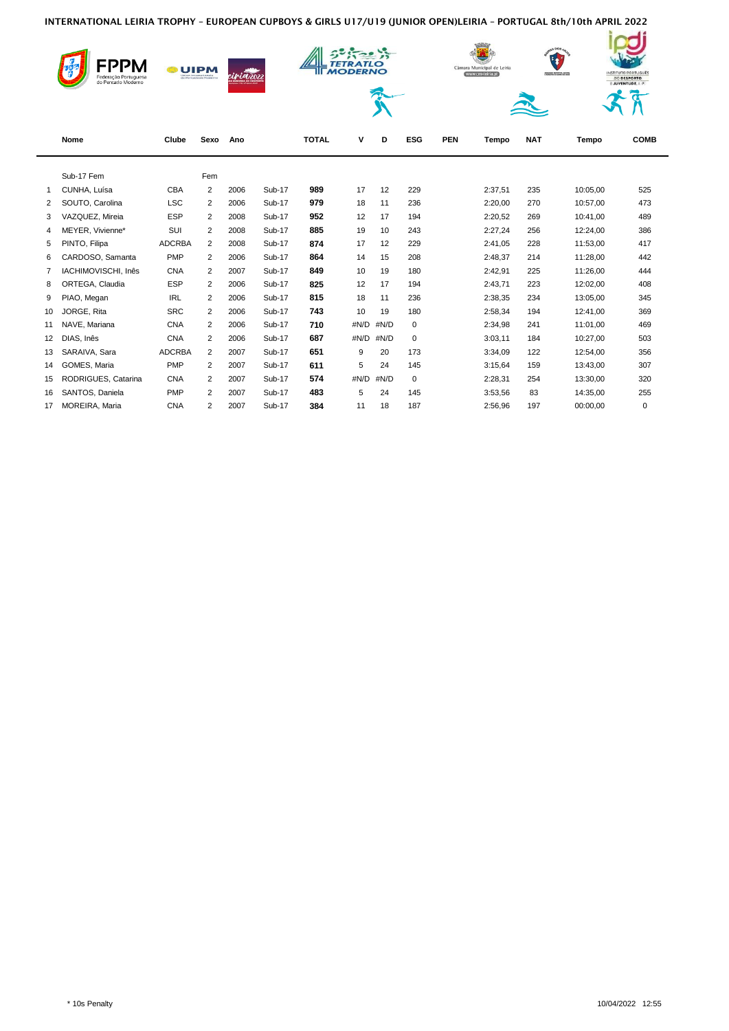# INTERNATIONAL LEIRIA TROPHY – EUROPEAN CUPBOYS & GIRLS U17/U19 (JUNIOR OPEN)LEIRIA – PORTUGAL 8th/10th APRIL 2022

| | Nome | Clube | Sexo | Ano | | TOTAL | V | D | ESG | PEN | Tempo | NAT | Tempo | COMB |
|---|---|---|---|---|---|---|---|---|---|---|---|---|---|---|
| | Sub-17 Fem | | Fem | | | | | | | | | | | |
| 1 | CUNHA, Luísa | CBA | 2 | 2006 | Sub-17 | **989** | 17 | 12 | 229 | | 2:37,51 | 235 | 10:05,00 | 525 |
| 2 | SOUTO, Carolina | LSC | 2 | 2006 | Sub-17 | **979** | 18 | 11 | 236 | | 2:20,00 | 270 | 10:57,00 | 473 |
| 3 | VAZQUEZ, Mireia | ESP | 2 | 2008 | Sub-17 | **952** | 12 | 17 | 194 | | 2:20,52 | 269 | 10:41,00 | 489 |
| 4 | MEYER, Vivienne* | SUI | 2 | 2008 | Sub-17 | **885** | 19 | 10 | 243 | | 2:27,24 | 256 | 12:24,00 | 386 |
| 5 | PINTO, Filipa | ADCRBA | 2 | 2008 | Sub-17 | **874** | 17 | 12 | 229 | | 2:41,05 | 228 | 11:53,00 | 417 |
| 6 | CARDOSO, Samanta | PMP | 2 | 2006 | Sub-17 | **864** | 14 | 15 | 208 | | 2:48,37 | 214 | 11:28,00 | 442 |
| 7 | IACHIMOVISCHI, Inês | CNA | 2 | 2007 | Sub-17 | **849** | 10 | 19 | 180 | | 2:42,91 | 225 | 11:26,00 | 444 |
| 8 | ORTEGA, Claudia | ESP | 2 | 2006 | Sub-17 | **825** | 12 | 17 | 194 | | 2:43,71 | 223 | 12:02,00 | 408 |
| 9 | PIAO, Megan | IRL | 2 | 2006 | Sub-17 | **815** | 18 | 11 | 236 | | 2:38,35 | 234 | 13:05,00 | 345 |
| 10 | JORGE, Rita | SRC | 2 | 2006 | Sub-17 | **743** | 10 | 19 | 180 | | 2:58,34 | 194 | 12:41,00 | 369 |
| 11 | NAVE, Mariana | CNA | 2 | 2006 | Sub-17 | **710** | #N/D | #N/D | 0 | | 2:34,98 | 241 | 11:01,00 | 469 |
| 12 | DIAS, Inês | CNA | 2 | 2006 | Sub-17 | **687** | #N/D | #N/D | 0 | | 3:03,11 | 184 | 10:27,00 | 503 |
| 13 | SARAIVA, Sara | ADCRBA | 2 | 2007 | Sub-17 | **651** | 9 | 20 | 173 | | 3:34,09 | 122 | 12:54,00 | 356 |
| 14 | GOMES, Maria | PMP | 2 | 2007 | Sub-17 | **611** | 5 | 24 | 145 | | 3:15,64 | 159 | 13:43,00 | 307 |
| 15 | RODRIGUES, Catarina | CNA | 2 | 2007 | Sub-17 | **574** | #N/D | #N/D | 0 | | 2:28,31 | 254 | 13:30,00 | 320 |
| 16 | SANTOS, Daniela | PMP | 2 | 2007 | Sub-17 | **483** | 5 | 24 | 145 | | 3:53,56 | 83 | 14:35,00 | 255 |
| 17 | MOREIRA, Maria | CNA | 2 | 2007 | Sub-17 | **384** | 11 | 18 | 187 | | 2:56,96 | 197 | 00:00,00 | 0 |

\* 10s Penalty

10/04/2022 12:55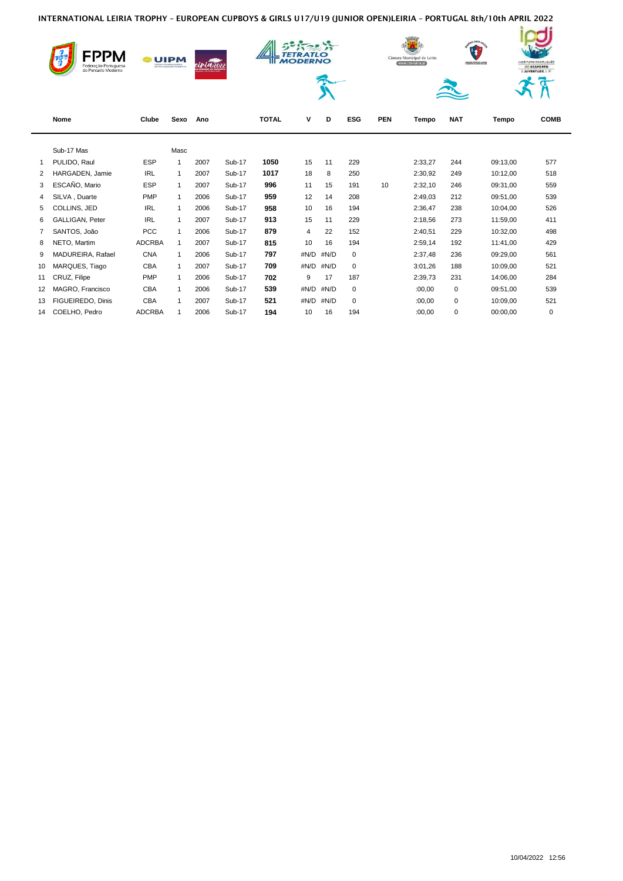# INTERNATIONAL LEIRIA TROPHY – EUROPEAN CUPBOYS & GIRLS U17/U19 (JUNIOR OPEN)LEIRIA – PORTUGAL 8th/10th APRIL 2022

| | Nome | Clube | Sexo | Ano | | TOTAL | V | D | ESG | PEN | Tempo | NAT | Tempo | COMB |
|---|---|---|---|---|---|---|---|---|---|---|---|---|---|---|
| | Sub-17 Mas | | Masc | | | | | | | | | | | |
| 1 | PULIDO, Raul | ESP | 1 | 2007 | Sub-17 | **1050** | 15 | 11 | 229 | | 2:33,27 | 244 | 09:13,00 | 577 |
| 2 | HARGADEN, Jamie | IRL | 1 | 2007 | Sub-17 | **1017** | 18 | 8 | 250 | | 2:30,92 | 249 | 10:12,00 | 518 |
| 3 | ESCAÑO, Mario | ESP | 1 | 2007 | Sub-17 | **996** | 11 | 15 | 191 | 10 | 2:32,10 | 246 | 09:31,00 | 559 |
| 4 | SILVA , Duarte | PMP | 1 | 2006 | Sub-17 | **959** | 12 | 14 | 208 | | 2:49,03 | 212 | 09:51,00 | 539 |
| 5 | COLLINS, JED | IRL | 1 | 2006 | Sub-17 | **958** | 10 | 16 | 194 | | 2:36,47 | 238 | 10:04,00 | 526 |
| 6 | GALLIGAN, Peter | IRL | 1 | 2007 | Sub-17 | **913** | 15 | 11 | 229 | | 2:18,56 | 273 | 11:59,00 | 411 |
| 7 | SANTOS, João | PCC | 1 | 2006 | Sub-17 | **879** | 4 | 22 | 152 | | 2:40,51 | 229 | 10:32,00 | 498 |
| 8 | NETO, Martim | ADCRBA | 1 | 2007 | Sub-17 | **815** | 10 | 16 | 194 | | 2:59,14 | 192 | 11:41,00 | 429 |
| 9 | MADUREIRA, Rafael | CNA | 1 | 2006 | Sub-17 | **797** | #N/D | #N/D | 0 | | 2:37,48 | 236 | 09:29,00 | 561 |
| 10 | MARQUES, Tiago | CBA | 1 | 2007 | Sub-17 | **709** | #N/D | #N/D | 0 | | 3:01,26 | 188 | 10:09,00 | 521 |
| 11 | CRUZ, Filipe | PMP | 1 | 2006 | Sub-17 | **702** | 9 | 17 | 187 | | 2:39,73 | 231 | 14:06,00 | 284 |
| 12 | MAGRO, Francisco | CBA | 1 | 2006 | Sub-17 | **539** | #N/D | #N/D | 0 | | :00,00 | 0 | 09:51,00 | 539 |
| 13 | FIGUEIREDO, Dinis | CBA | 1 | 2007 | Sub-17 | **521** | #N/D | #N/D | 0 | | :00,00 | 0 | 10:09,00 | 521 |
| 14 | COELHO, Pedro | ADCRBA | 1 | 2006 | Sub-17 | **194** | 10 | 16 | 194 | | :00,00 | 0 | 00:00,00 | 0 |

10/04/2022 12:56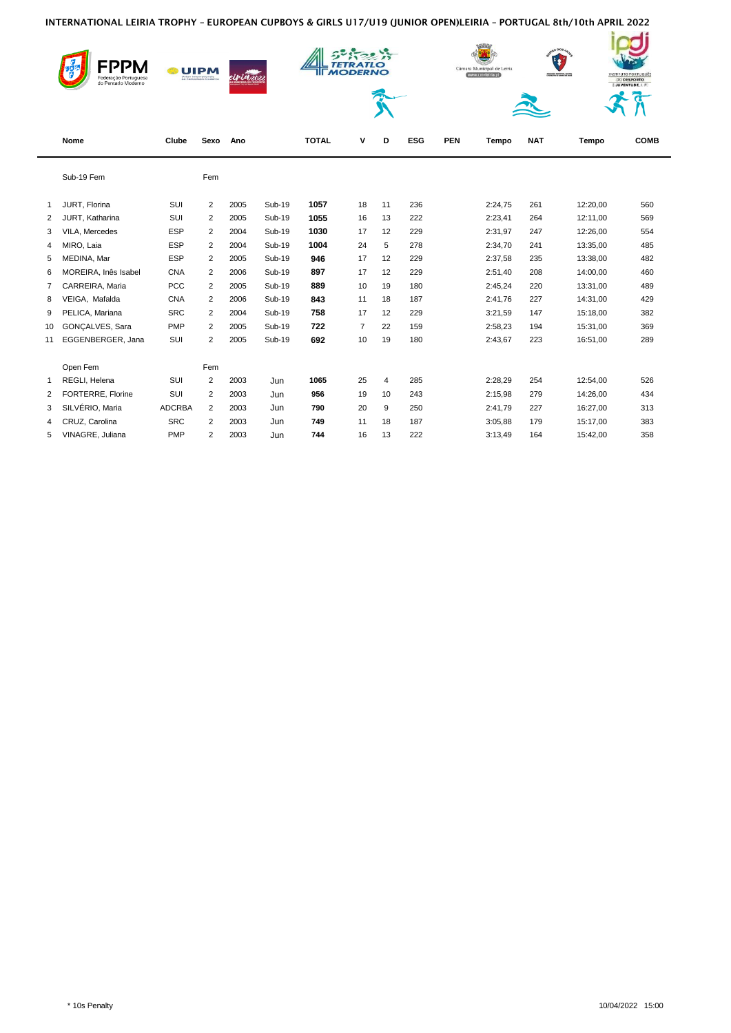INTERNATIONAL LEIRIA TROPHY – EUROPEAN CUPBOYS & GIRLS U17/U19 (JUNIOR OPEN)LEIRIA – PORTUGAL 8th/10th APRIL 2022

| | Nome | Clube | Sexo | Ano | | TOTAL | V | D | ESG | PEN | Tempo | NAT | Tempo | COMB |
|---|---|---|---|---|---|---|---|---|---|---|---|---|---|---|
| | Sub-19 Fem | | Fem | | | | | | | | | | | |
| 1 | JURT, Florina | SUI | 2 | 2005 | Sub-19 | **1057** | 18 | 11 | 236 | | 2:24,75 | 261 | 12:20,00 | 560 |
| 2 | JURT, Katharina | SUI | 2 | 2005 | Sub-19 | **1055** | 16 | 13 | 222 | | 2:23,41 | 264 | 12:11,00 | 569 |
| 3 | VILA, Mercedes | ESP | 2 | 2004 | Sub-19 | **1030** | 17 | 12 | 229 | | 2:31,97 | 247 | 12:26,00 | 554 |
| 4 | MIRO, Laia | ESP | 2 | 2004 | Sub-19 | **1004** | 24 | 5 | 278 | | 2:34,70 | 241 | 13:35,00 | 485 |
| 5 | MEDINA, Mar | ESP | 2 | 2005 | Sub-19 | **946** | 17 | 12 | 229 | | 2:37,58 | 235 | 13:38,00 | 482 |
| 6 | MOREIRA, Inês Isabel | CNA | 2 | 2006 | Sub-19 | **897** | 17 | 12 | 229 | | 2:51,40 | 208 | 14:00,00 | 460 |
| 7 | CARREIRA, Maria | PCC | 2 | 2005 | Sub-19 | **889** | 10 | 19 | 180 | | 2:45,24 | 220 | 13:31,00 | 489 |
| 8 | VEIGA, Mafalda | CNA | 2 | 2006 | Sub-19 | **843** | 11 | 18 | 187 | | 2:41,76 | 227 | 14:31,00 | 429 |
| 9 | PELICA, Mariana | SRC | 2 | 2004 | Sub-19 | **758** | 17 | 12 | 229 | | 3:21,59 | 147 | 15:18,00 | 382 |
| 10 | GONÇALVES, Sara | PMP | 2 | 2005 | Sub-19 | **722** | 7 | 22 | 159 | | 2:58,23 | 194 | 15:31,00 | 369 |
| 11 | EGGENBERGER, Jana | SUI | 2 | 2005 | Sub-19 | **692** | 10 | 19 | 180 | | 2:43,67 | 223 | 16:51,00 | 289 |
| | Open Fem | | Fem | | | | | | | | | | | |
| 1 | REGLI, Helena | SUI | 2 | 2003 | Jun | **1065** | 25 | 4 | 285 | | 2:28,29 | 254 | 12:54,00 | 526 |
| 2 | FORTERRE, Florine | SUI | 2 | 2003 | Jun | **956** | 19 | 10 | 243 | | 2:15,98 | 279 | 14:26,00 | 434 |
| 3 | SILVÉRIO, Maria | ADCRBA | 2 | 2003 | Jun | **790** | 20 | 9 | 250 | | 2:41,79 | 227 | 16:27,00 | 313 |
| 4 | CRUZ, Carolina | SRC | 2 | 2003 | Jun | **749** | 11 | 18 | 187 | | 3:05,88 | 179 | 15:17,00 | 383 |
| 5 | VINAGRE, Juliana | PMP | 2 | 2003 | Jun | **744** | 16 | 13 | 222 | | 3:13,49 | 164 | 15:42,00 | 358 |

\* 10s Penalty

10/04/2022 15:00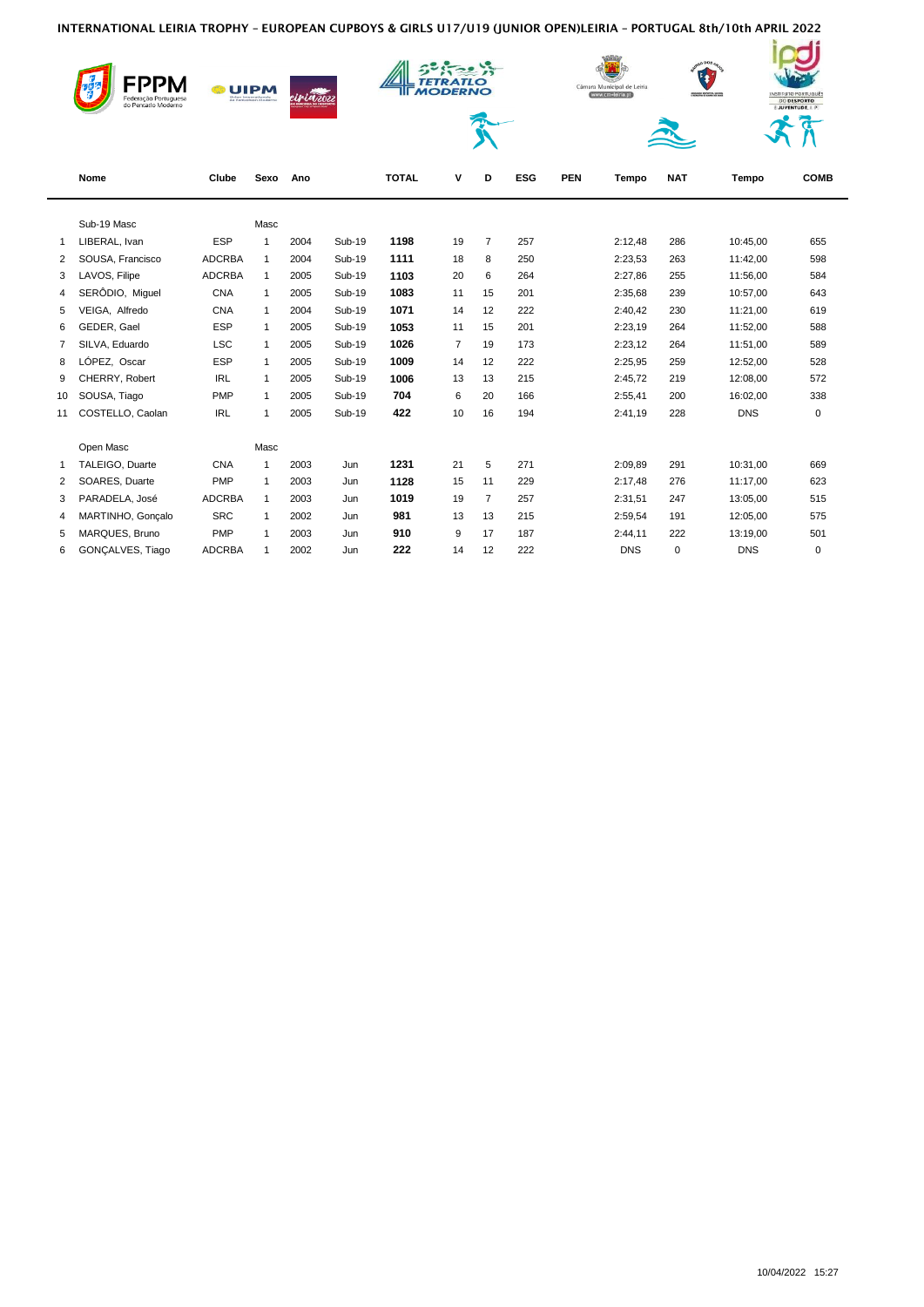# INTERNATIONAL LEIRIA TROPHY - EUROPEAN CUPBOYS & GIRLS U17/U19 (JUNIOR OPEN)LEIRIA - PORTUGAL 8th/10th APRIL 2022

| | Nome | Clube | Sexo | Ano | | TOTAL | V | D | ESG | PEN | Tempo | NAT | Tempo | COMB |
|---|---|---|---|---|---|---|---|---|---|---|---|---|---|---|
| | Sub-19 Masc | | Masc | | | | | | | | | | | |
| 1 | LIBERAL, Ivan | ESP | 1 | 2004 | Sub-19 | **1198** | 19 | 7 | 257 | | 2:12,48 | 286 | 10:45,00 | 655 |
| 2 | SOUSA, Francisco | ADCRBA | 1 | 2004 | Sub-19 | **1111** | 18 | 8 | 250 | | 2:23,53 | 263 | 11:42,00 | 598 |
| 3 | LAVOS, Filipe | ADCRBA | 1 | 2005 | Sub-19 | **1103** | 20 | 6 | 264 | | 2:27,86 | 255 | 11:56,00 | 584 |
| 4 | SERÔDIO, Miguel | CNA | 1 | 2005 | Sub-19 | **1083** | 11 | 15 | 201 | | 2:35,68 | 239 | 10:57,00 | 643 |
| 5 | VEIGA, Alfredo | CNA | 1 | 2004 | Sub-19 | **1071** | 14 | 12 | 222 | | 2:40,42 | 230 | 11:21,00 | 619 |
| 6 | GEDER, Gael | ESP | 1 | 2005 | Sub-19 | **1053** | 11 | 15 | 201 | | 2:23,19 | 264 | 11:52,00 | 588 |
| 7 | SILVA, Eduardo | LSC | 1 | 2005 | Sub-19 | **1026** | 7 | 19 | 173 | | 2:23,12 | 264 | 11:51,00 | 589 |
| 8 | LÓPEZ, Oscar | ESP | 1 | 2005 | Sub-19 | **1009** | 14 | 12 | 222 | | 2:25,95 | 259 | 12:52,00 | 528 |
| 9 | CHERRY, Robert | IRL | 1 | 2005 | Sub-19 | **1006** | 13 | 13 | 215 | | 2:45,72 | 219 | 12:08,00 | 572 |
| 10 | SOUSA, Tiago | PMP | 1 | 2005 | Sub-19 | **704** | 6 | 20 | 166 | | 2:55,41 | 200 | 16:02,00 | 338 |
| 11 | COSTELLO, Caolan | IRL | 1 | 2005 | Sub-19 | **422** | 10 | 16 | 194 | | 2:41,19 | 228 | DNS | 0 |
| | Open Masc | | Masc | | | | | | | | | | | |
| 1 | TALEIGO, Duarte | CNA | 1 | 2003 | Jun | **1231** | 21 | 5 | 271 | | 2:09,89 | 291 | 10:31,00 | 669 |
| 2 | SOARES, Duarte | PMP | 1 | 2003 | Jun | **1128** | 15 | 11 | 229 | | 2:17,48 | 276 | 11:17,00 | 623 |
| 3 | PARADELA, José | ADCRBA | 1 | 2003 | Jun | **1019** | 19 | 7 | 257 | | 2:31,51 | 247 | 13:05,00 | 515 |
| 4 | MARTINHO, Gonçalo | SRC | 1 | 2002 | Jun | **981** | 13 | 13 | 215 | | 2:59,54 | 191 | 12:05,00 | 575 |
| 5 | MARQUES, Bruno | PMP | 1 | 2003 | Jun | **910** | 9 | 17 | 187 | | 2:44,11 | 222 | 13:19,00 | 501 |
| 6 | GONÇALVES, Tiago | ADCRBA | 1 | 2002 | Jun | **222** | 14 | 12 | 222 | | DNS | 0 | DNS | 0 |

10/04/2022 15:27